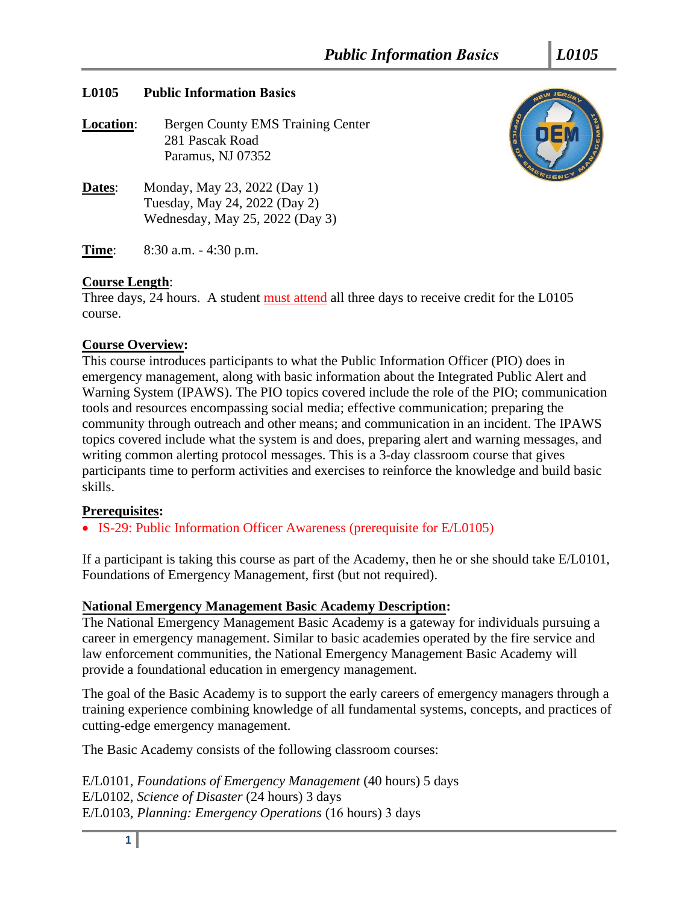## L0105 Public Information Basics

**Location**: Bergen County EMS Training Center
281 Pascak Road
Paramus, NJ 07352

**Dates**: Monday, May 23, 2022 (Day 1)
Tuesday, May 24, 2022 (Day 2)
Wednesday, May 25, 2022 (Day 3)

**Time**: 8:30 a.m. - 4:30 p.m.

**Course Length**:
Three days, 24 hours. A student must attend all three days to receive credit for the L0105 course.

**Course Overview:**
This course introduces participants to what the Public Information Officer (PIO) does in emergency management, along with basic information about the Integrated Public Alert and Warning System (IPAWS). The PIO topics covered include the role of the PIO; communication tools and resources encompassing social media; effective communication; preparing the community through outreach and other means; and communication in an incident. The IPAWS topics covered include what the system is and does, preparing alert and warning messages, and writing common alerting protocol messages. This is a 3-day classroom course that gives participants time to perform activities and exercises to reinforce the knowledge and build basic skills.

**Prerequisites:**

- IS-29: Public Information Officer Awareness (prerequisite for E/L0105)

If a participant is taking this course as part of the Academy, then he or she should take E/L0101, Foundations of Emergency Management, first (but not required).

**National Emergency Management Basic Academy Description:**
The National Emergency Management Basic Academy is a gateway for individuals pursuing a career in emergency management. Similar to basic academies operated by the fire service and law enforcement communities, the National Emergency Management Basic Academy will provide a foundational education in emergency management.

The goal of the Basic Academy is to support the early careers of emergency managers through a training experience combining knowledge of all fundamental systems, concepts, and practices of cutting-edge emergency management.

The Basic Academy consists of the following classroom courses:

E/L0101, *Foundations of Emergency Management* (40 hours) 5 days
E/L0102, *Science of Disaster* (24 hours) 3 days
E/L0103, *Planning: Emergency Operations* (16 hours) 3 days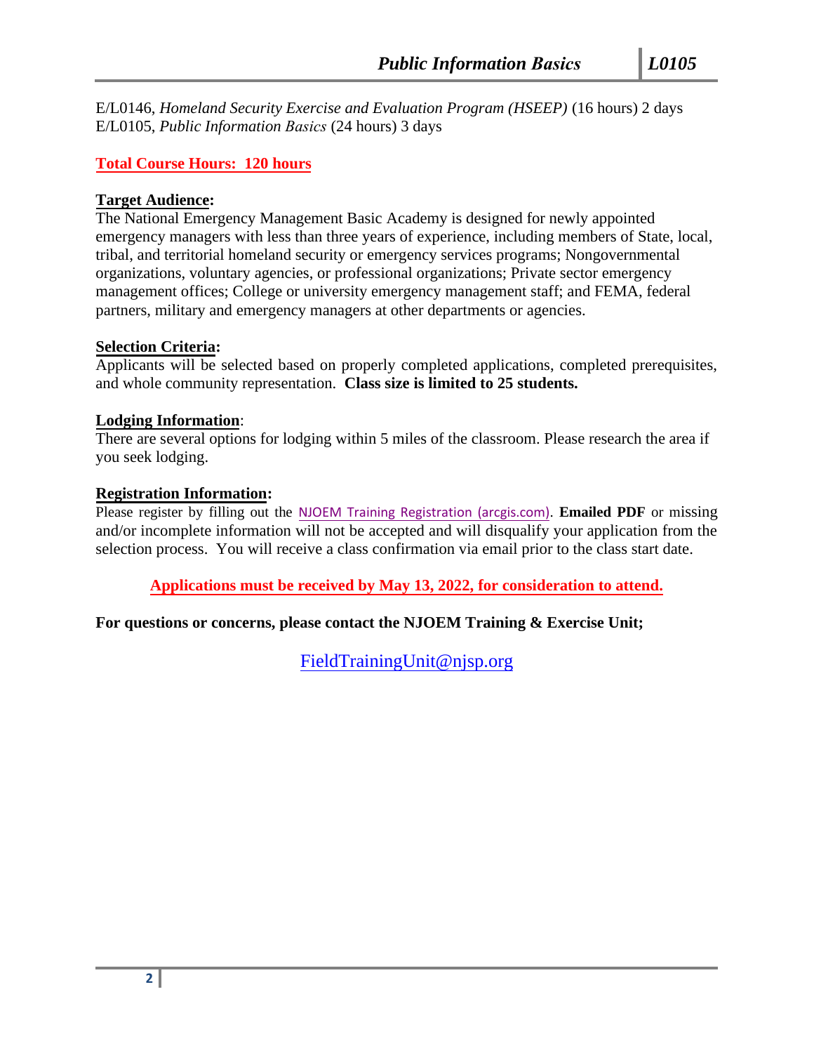E/L0146, *Homeland Security Exercise and Evaluation Program (HSEEP)* (16 hours) 2 days
E/L0105, *Public Information Basics* (24 hours) 3 days

**Total Course Hours: 120 hours**

**Target Audience:**
The National Emergency Management Basic Academy is designed for newly appointed emergency managers with less than three years of experience, including members of State, local, tribal, and territorial homeland security or emergency services programs; Nongovernmental organizations, voluntary agencies, or professional organizations; Private sector emergency management offices; College or university emergency management staff; and FEMA, federal partners, military and emergency managers at other departments or agencies.

**Selection Criteria:**
Applicants will be selected based on properly completed applications, completed prerequisites, and whole community representation. **Class size is limited to 25 students.**

**Lodging Information**:
There are several options for lodging within 5 miles of the classroom. Please research the area if you seek lodging.

**Registration Information:**
Please register by filling out the NJOEM Training Registration (arcgis.com). **Emailed PDF** or missing and/or incomplete information will not be accepted and will disqualify your application from the selection process. You will receive a class confirmation via email prior to the class start date.

**Applications must be received by May 13, 2022, for consideration to attend.**

**For questions or concerns, please contact the NJOEM Training & Exercise Unit;**

FieldTrainingUnit@njsp.org